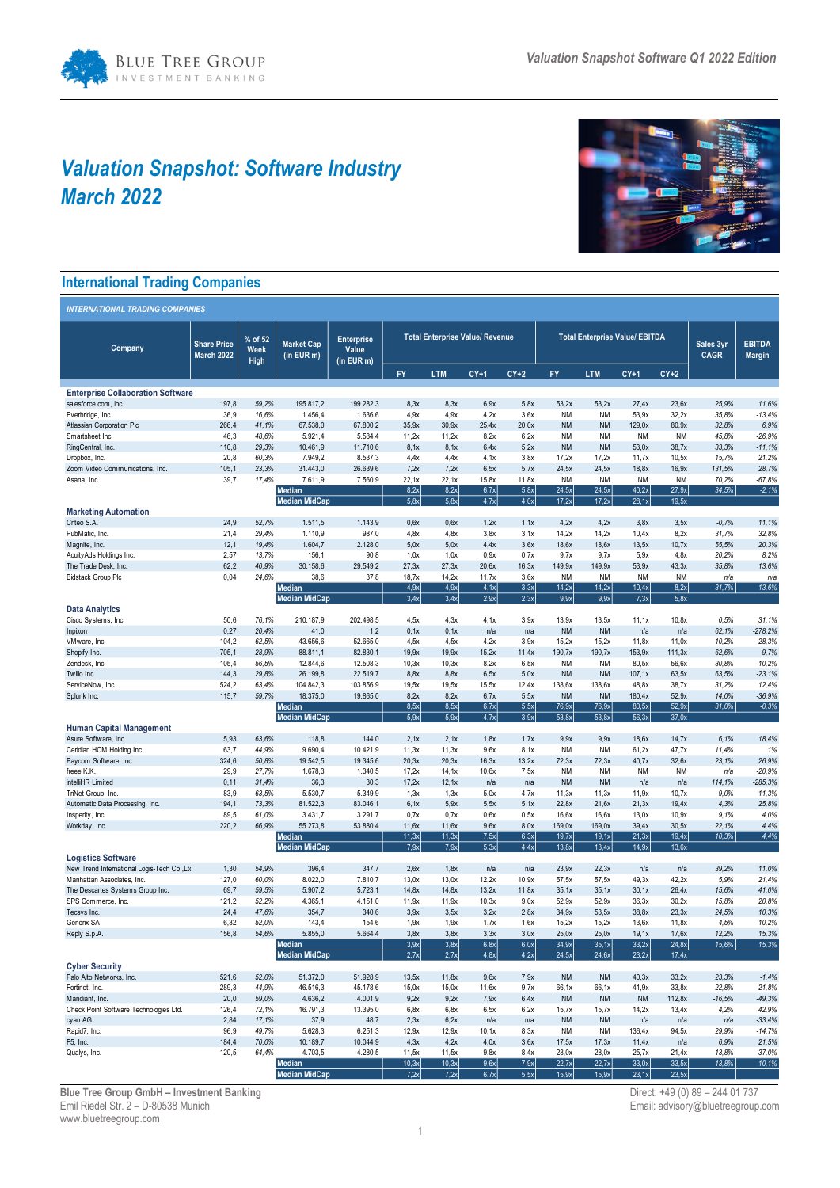# Valuation Snapshot: Software Industry
# March 2022

## International Trading Companies

**INTERNATIONAL TRADING COMPANIES**

| Company | Share Price March 2022 | % of 52 Week High | Market Cap (in EUR m) | Enterprise Value (in EUR m) | Total Enterprise Value/ Revenue | | | | Total Enterprise Value/ EBITDA | | | | Sales 3yr CAGR | EBITDA Margin |
|---|---|---|---|---|---|---|---|---|---|---|---|---|---|---|
| | | | | | FY | LTM | CY+1 | CY+2 | FY | LTM | CY+1 | CY+2 | | |
| **Enterprise Collaboration Software** | | | | | | | | | | | | | | |
| salesforce.com, inc. | 197,8 | 59,2% | 195.817,2 | 199.282,3 | 8,3x | 8,3x | 6,9x | 5,8x | 53,2x | 53,2x | 27,4x | 23,6x | 25,9% | 11,6% |
| Everbridge, Inc. | 36,9 | 16,6% | 1.456,4 | 1.636,6 | 4,9x | 4,9x | 4,2x | 3,6x | NM | NM | 53,9x | 32,2x | 35,8% | -13,4% |
| Atlassian Corporation Plc | 266,4 | 41,1% | 67.538,0 | 67.800,2 | 35,9x | 30,9x | 25,4x | 20,0x | NM | NM | 129,0x | 80,9x | 32,8% | 6,9% |
| Smartsheet Inc. | 46,3 | 48,6% | 5.921,4 | 5.584,4 | 11,2x | 11,2x | 8,2x | 6,2x | NM | NM | NM | NM | 45,8% | -26,9% |
| RingCentral, Inc. | 110,8 | 29,3% | 10.461,9 | 11.710,6 | 8,1x | 8,1x | 6,4x | 5,2x | NM | NM | 53,0x | 38,7x | 33,3% | -11,1% |
| Dropbox, Inc. | 20,8 | 60,3% | 7.949,2 | 8.537,3 | 4,4x | 4,4x | 4,1x | 3,8x | 17,2x | 17,2x | 11,7x | 10,5x | 15,7% | 21,2% |
| Zoom Video Communications, Inc. | 105,1 | 23,3% | 31.443,0 | 26.639,6 | 7,2x | 7,2x | 6,5x | 5,7x | 24,5x | 24,5x | 18,8x | 16,9x | 131,5% | 28,7% |
| Asana, Inc. | 39,7 | 17,4% | 7.611,9 | 7.560,9 | 22,1x | 22,1x | 15,8x | 11,8x | NM | NM | NM | NM | 70,2% | -67,8% |
| | | | **Median** | | 8,2x | 8,2x | 6,7x | 5,8x | 24,5x | 24,5x | 40,2x | 27,9x | 34,5% | -2,1% |
| | | | **Median MidCap** | | 5,8x | 5,8x | 4,7x | 4,0x | 17,2x | 17,2x | 28,1x | 19,5x | | |
| **Marketing Automation** | | | | | | | | | | | | | | |
| Criteo S.A. | 24,9 | 52,7% | 1.511,5 | 1.143,9 | 0,6x | 0,6x | 1,2x | 1,1x | 4,2x | 4,2x | 3,8x | 3,5x | -0,7% | 11,1% |
| PubMatic, Inc. | 21,4 | 29,4% | 1.110,9 | 987,0 | 4,8x | 4,8x | 3,8x | 3,1x | 14,2x | 14,2x | 10,4x | 8,2x | 31,7% | 32,8% |
| Magnite, Inc. | 12,1 | 19,4% | 1.604,7 | 2.128,0 | 5,0x | 5,0x | 4,4x | 3,6x | 18,6x | 18,6x | 13,5x | 10,7x | 55,5% | 20,3% |
| AcuityAds Holdings Inc. | 2,57 | 13,7% | 156,1 | 90,8 | 1,0x | 1,0x | 0,9x | 0,7x | 9,7x | 9,7x | 5,9x | 4,8x | 20,2% | 8,2% |
| The Trade Desk, Inc. | 62,2 | 40,9% | 30.158,6 | 29.549,2 | 27,3x | 27,3x | 20,6x | 16,3x | 149,9x | 149,9x | 53,9x | 43,3x | 35,8% | 13,6% |
| Bidstack Group Plc | 0,04 | 24,6% | 38,6 | 37,8 | 18,7x | 14,2x | 11,7x | 3,6x | NM | NM | NM | NM | n/a | n/a |
| | | | **Median** | | 4,9x | 4,9x | 4,1x | 3,3x | 14,2x | 14,2x | 10,4x | 8,2x | 31,7% | 13,6% |
| | | | **Median MidCap** | | 3,4x | 3,4x | 2,9x | 2,3x | 9,9x | 9,9x | 7,3x | 5,8x | | |
| **Data Analytics** | | | | | | | | | | | | | | |
| Cisco Systems, Inc. | 50,6 | 76,1% | 210.187,9 | 202.498,5 | 4,5x | 4,3x | 4,1x | 3,9x | 13,9x | 13,5x | 11,1x | 10,8x | 0,5% | 31,1% |
| Inpixon | 0,27 | 20,4% | 41,0 | 1,2 | 0,1x | 0,1x | n/a | n/a | NM | NM | n/a | n/a | 62,1% | -278,2% |
| VMware, Inc. | 104,2 | 62,5% | 43.656,6 | 52.665,0 | 4,5x | 4,5x | 4,2x | 3,9x | 15,2x | 15,2x | 11,8x | 11,0x | 10,2% | 28,3% |
| Shopify Inc. | 705,1 | 28,9% | 88.811,1 | 82.830,1 | 19,9x | 19,9x | 15,2x | 11,4x | 190,7x | 190,7x | 153,9x | 111,3x | 62,6% | 9,7% |
| Zendesk, Inc. | 105,4 | 56,5% | 12.844,6 | 12.508,3 | 10,3x | 10,3x | 8,2x | 6,5x | NM | NM | 80,5x | 56,6x | 30,8% | -10,2% |
| Twilio Inc. | 144,3 | 29,8% | 26.199,8 | 22.519,7 | 8,8x | 8,8x | 6,5x | 5,0x | NM | NM | 107,1x | 63,5x | 63,5% | -23,1% |
| ServiceNow, Inc. | 524,2 | 63,4% | 104.842,3 | 103.856,9 | 19,5x | 19,5x | 15,5x | 12,4x | 138,6x | 138,6x | 48,8x | 38,7x | 31,2% | 12,4% |
| Splunk Inc. | 115,7 | 59,7% | 18.375,0 | 19.865,0 | 8,2x | 8,2x | 6,7x | 5,5x | NM | NM | 180,4x | 52,9x | 14,0% | -36,9% |
| | | | **Median** | | 8,5x | 8,5x | 6,7x | 5,5x | 76,9x | 76,9x | 80,5x | 52,9x | 31,0% | -0,3% |
| | | | **Median MidCap** | | 5,9x | 5,9x | 4,7x | 3,9x | 53,8x | 53,8x | 56,3x | 37,0x | | |
| **Human Capital Management** | | | | | | | | | | | | | | |
| Asure Software, Inc. | 5,93 | 63,6% | 118,8 | 144,0 | 2,1x | 2,1x | 1,8x | 1,7x | 9,9x | 9,9x | 18,6x | 14,7x | 6,1% | 18,4% |
| Ceridian HCM Holding Inc. | 63,7 | 44,9% | 9.690,4 | 10.421,9 | 11,3x | 11,3x | 9,6x | 8,1x | NM | NM | 61,2x | 47,7x | 11,4% | 1% |
| Paycom Software, Inc. | 324,6 | 50,8% | 19.542,5 | 19.345,6 | 20,3x | 20,3x | 16,3x | 13,2x | 72,3x | 72,3x | 40,7x | 32,6x | 23,1% | 26,9% |
| freee K.K. | 29,9 | 27,7% | 1.678,3 | 1.340,5 | 17,2x | 14,1x | 10,6x | 7,5x | NM | NM | NM | NM | n/a | -20,9% |
| intelliHR Limited | 0,11 | 31,4% | 36,3 | 30,3 | 17,2x | 12,1x | n/a | n/a | NM | NM | n/a | n/a | 114,1% | -285,3% |
| TriNet Group, Inc. | 83,9 | 63,5% | 5.530,7 | 5.349,9 | 1,3x | 1,3x | 5,0x | 4,7x | 11,3x | 11,3x | 11,9x | 10,7x | 9,0% | 11,3% |
| Automatic Data Processing, Inc. | 194,1 | 73,3% | 81.522,3 | 83.046,1 | 6,1x | 5,9x | 5,5x | 5,1x | 22,8x | 21,6x | 21,3x | 19,4x | 4,3% | 25,8% |
| Insperity, Inc. | 89,5 | 61,0% | 3.431,7 | 3.291,7 | 0,7x | 0,7x | 0,6x | 0,5x | 16,6x | 16,6x | 13,0x | 10,9x | 9,1% | 4,0% |
| Workday, Inc. | 220,2 | 66,9% | 55.273,8 | 53.880,4 | 11,6x | 11,6x | 9,6x | 8,0x | 169,0x | 169,0x | 39,4x | 30,5x | 22,1% | 4,4% |
| | | | **Median** | | 11,3x | 11,3x | 7,5x | 6,3x | 19,7x | 19,1x | 21,3x | 19,4x | 10,3% | 4,4% |
| | | | **Median MidCap** | | 7,9x | 7,9x | 5,3x | 4,4x | 13,8x | 13,4x | 14,9x | 13,6x | | |
| **Logistics Software** | | | | | | | | | | | | | | |
| New Trend International Logis-Tech Co.,Ltd | 1,30 | 54,9% | 396,4 | 347,7 | 2,6x | 1,8x | n/a | n/a | 23,9x | 22,3x | n/a | n/a | 39,2% | 11,0% |
| Manhattan Associates, Inc. | 127,0 | 60,0% | 8.022,0 | 7.810,7 | 13,0x | 13,0x | 12,2x | 10,9x | 57,5x | 57,5x | 49,3x | 42,2x | 5,9% | 21,4% |
| The Descartes Systems Group Inc. | 69,7 | 59,5% | 5.907,2 | 5.723,1 | 14,8x | 14,8x | 13,2x | 11,8x | 35,1x | 35,1x | 30,1x | 26,4x | 15,6% | 41,0% |
| SPS Commerce, Inc. | 121,2 | 52,2% | 4.365,1 | 4.151,0 | 11,9x | 11,9x | 10,3x | 9,0x | 52,9x | 52,9x | 36,3x | 30,2x | 15,8% | 20,8% |
| Tecsys Inc. | 24,4 | 47,6% | 354,7 | 340,6 | 3,9x | 3,5x | 3,2x | 2,8x | 34,9x | 53,5x | 38,8x | 23,3x | 24,5% | 10,3% |
| Generix SA | 6,32 | 52,0% | 143,4 | 154,6 | 1,9x | 1,9x | 1,7x | 1,6x | 15,2x | 15,2x | 13,6x | 11,8x | 4,5% | 10,2% |
| Reply S.p.A. | 156,8 | 54,6% | 5.855,0 | 5.664,4 | 3,8x | 3,8x | 3,3x | 3,0x | 25,0x | 25,0x | 19,1x | 17,6x | 12,2% | 15,3% |
| | | | **Median** | | 3,9x | 3,8x | 6,8x | 6,0x | 34,9x | 35,1x | 33,2x | 24,8x | 15,6% | 15,3% |
| | | | **Median MidCap** | | 2,7x | 2,7x | 4,8x | 4,2x | 24,5x | 24,6x | 23,2x | 17,4x | | |
| **Cyber Security** | | | | | | | | | | | | | | |
| Palo Alto Networks, Inc. | 521,6 | 52,0% | 51.372,0 | 51.928,9 | 13,5x | 11,8x | 9,6x | 7,9x | NM | NM | 40,3x | 33,2x | 23,3% | -1,4% |
| Fortinet, Inc. | 289,3 | 44,9% | 46.516,3 | 45.178,6 | 15,0x | 15,0x | 11,6x | 9,7x | 66,1x | 66,1x | 41,9x | 33,8x | 22,8% | 21,8% |
| Mandiant, Inc. | 20,0 | 59,0% | 4.636,2 | 4.001,9 | 9,2x | 9,2x | 7,9x | 6,4x | NM | NM | NM | 112,8x | -16,5% | -49,3% |
| Check Point Software Technologies Ltd. | 126,4 | 72,1% | 16.791,3 | 13.395,0 | 6,8x | 6,8x | 6,5x | 6,2x | 15,7x | 15,7x | 14,2x | 13,4x | 4,2% | 42,9% |
| cyan AG | 2,84 | 17,1% | 37,9 | 48,7 | 2,3x | 6,2x | n/a | n/a | NM | NM | n/a | n/a | n/a | -33,4% |
| Rapid7, Inc. | 96,9 | 49,7% | 5.628,3 | 6.251,3 | 12,9x | 12,9x | 10,1x | 8,3x | NM | NM | 136,4x | 94,5x | 29,9% | -14,7% |
| F5, Inc. | 184,4 | 70,0% | 10.189,7 | 10.044,9 | 4,3x | 4,2x | 4,0x | 3,6x | 17,5x | 17,3x | 11,4x | n/a | 6,9% | 21,5% |
| Qualys, Inc. | 120,5 | 64,4% | 4.703,5 | 4.280,5 | 11,5x | 11,5x | 9,8x | 8,4x | 28,0x | 28,0x | 25,7x | 21,4x | 13,8% | 37,0% |
| | | | **Median** | | 10,3x | 10,3x | 9,6x | 7,9x | 22,7x | 22,7x | 33,0x | 33,5x | 13,8% | 10,1% |
| | | | **Median MidCap** | | 7,2x | 7,2x | 6,7x | 5,5x | 15,9x | 15,9x | 23,1x | 23,5x | | |

**Blue Tree Group GmbH – Investment Banking**
Emil Riedel Str. 2 – D-80538 Munich
www.bluetreegroup.com

Direct: +49 (0) 89 – 244 01 737
Email: advisory@bluetreegroup.com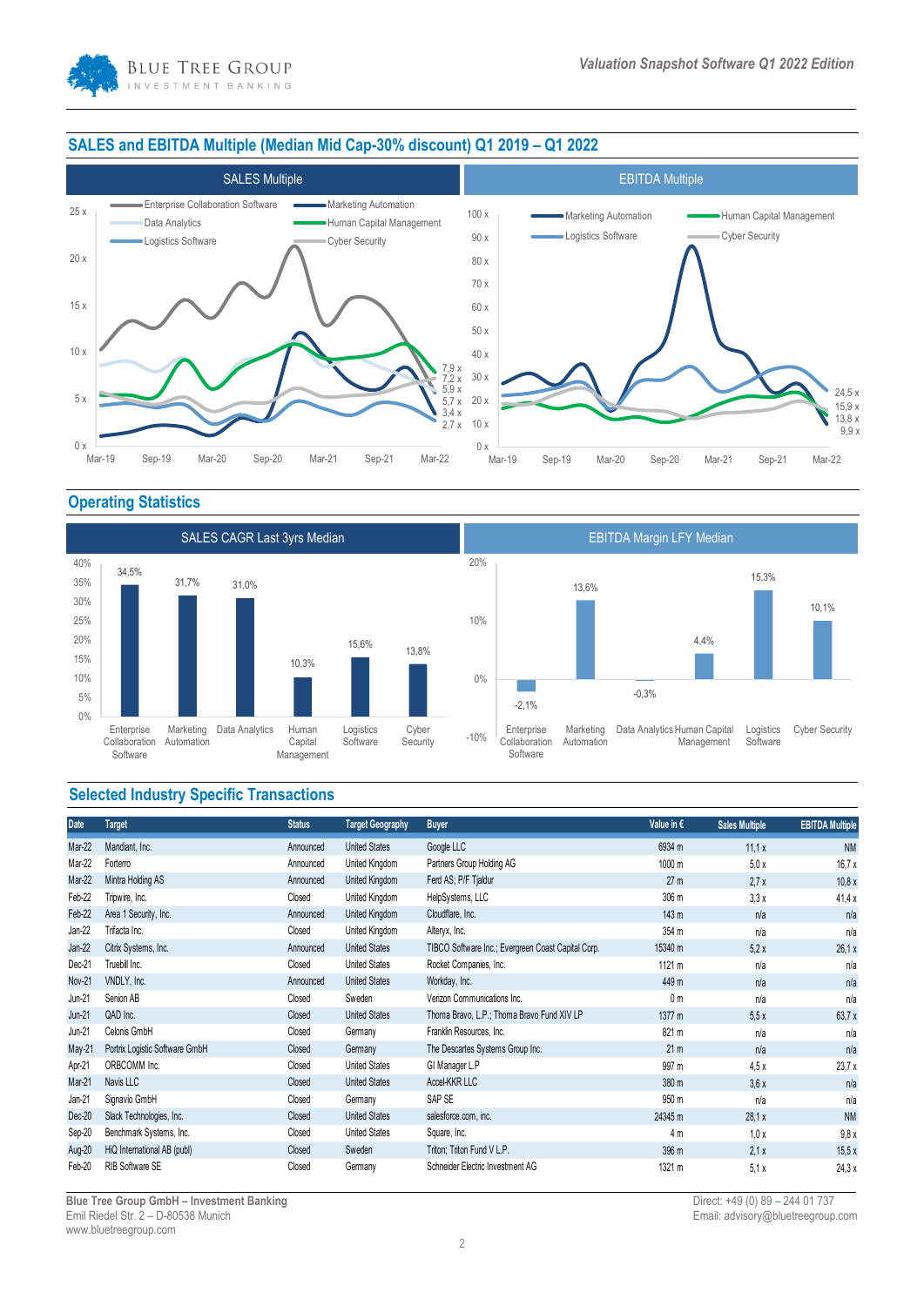## SALES and EBITDA Multiple (Median Mid Cap-30% discount) Q1 2019 – Q1 2022

SALES Multiple

Enterprise Collaboration Software
Marketing Automation
Data Analytics
Human Capital Management
Logistics Software
Cyber Security

25 x
20 x
15 x
10 x
5 x
0 x

Mar-19 Sep-19 Mar-20 Sep-20 Mar-21 Sep-21 Mar-22

7,9 x
7,2 x
5,9 x
5,7 x
3,4 x
2,7 x

EBITDA Multiple

Marketing Automation
Human Capital Management
Logistics Software
Cyber Security

100 x
90 x
80 x
70 x
60 x
50 x
40 x
30 x
20 x
10 x
0 x

Mar-19 Sep-19 Mar-20 Sep-20 Mar-21 Sep-21 Mar-22

24,5 x
15,9 x
13,8 x
9,9 x

## Operating Statistics

SALES CAGR Last 3yrs Median

40%
35%
30%
25%
20%
15%
10%
5%
0%

34,5% 31,7% 31,0% 10,3% 15,6% 13,8%

Enterprise Collaboration Software
Marketing Automation
Data Analytics
Human Capital Management
Logistics Software
Cyber Security

EBITDA Margin LFY Median

20%
10%
0%
-10%

-2,1% 13,6% -0,3% 4,4% 15,3% 10,1%

Enterprise Collaboration Software
Marketing Automation
Data Analytics
Human Capital Management
Logistics Software
Cyber Security

## Selected Industry Specific Transactions

| Date | Target | Status | Target Geography | Buyer | Value in € | Sales Multiple | EBITDA Multiple |
|---|---|---|---|---|---|---|---|
| Mar-22 | Mandiant, Inc. | Announced | United States | Google LLC | 6934 m | 11,1 x | NM |
| Mar-22 | Forterro | Announced | United Kingdom | Partners Group Holding AG | 1000 m | 5,0 x | 16,7 x |
| Mar-22 | Mintra Holding AS | Announced | United Kingdom | Ferd AS; P/F Tjaldur | 27 m | 2,7 x | 10,8 x |
| Feb-22 | Tripwire, Inc. | Closed | United Kingdom | HelpSystems, LLC | 306 m | 3,3 x | 41,4 x |
| Feb-22 | Area 1 Security, Inc. | Announced | United Kingdom | Cloudflare, Inc. | 143 m | n/a | n/a |
| Jan-22 | Trifacta Inc. | Closed | United Kingdom | Alteryx, Inc. | 354 m | n/a | n/a |
| Jan-22 | Citrix Systems, Inc. | Announced | United States | TIBCO Software Inc.; Evergreen Coast Capital Corp. | 15340 m | 5,2 x | 26,1 x |
| Dec-21 | Truebill Inc. | Closed | United States | Rocket Companies, Inc. | 1121 m | n/a | n/a |
| Nov-21 | VNDLY, Inc. | Announced | United States | Workday, Inc. | 449 m | n/a | n/a |
| Jun-21 | Senion AB | Closed | Sweden | Verizon Communications Inc. | 0 m | n/a | n/a |
| Jun-21 | QAD Inc. | Closed | United States | Thoma Bravo, L.P.; Thoma Bravo Fund XIV LP | 1377 m | 5,5 x | 63,7 x |
| Jun-21 | Celonis GmbH | Closed | Germany | Franklin Resources, Inc. | 821 m | n/a | n/a |
| May-21 | Portrix Logistic Software GmbH | Closed | Germany | The Descartes Systems Group Inc. | 21 m | n/a | n/a |
| Apr-21 | ORBCOMM Inc. | Closed | United States | GI Manager L.P | 997 m | 4,5 x | 23,7 x |
| Mar-21 | Navis LLC | Closed | United States | Accel-KKR LLC | 380 m | 3,6 x | n/a |
| Jan-21 | Signavio GmbH | Closed | Germany | SAP SE | 950 m | n/a | n/a |
| Dec-20 | Slack Technologies, Inc. | Closed | United States | salesforce.com, inc. | 24345 m | 28,1 x | NM |
| Sep-20 | Benchmark Systems, Inc. | Closed | United States | Square, Inc. | 4 m | 1,0 x | 9,8 x |
| Aug-20 | HiQ International AB (publ) | Closed | Sweden | Triton; Triton Fund V L.P. | 396 m | 2,1 x | 15,5 x |
| Feb-20 | RIB Software SE | Closed | Germany | Schneider Electric Investment AG | 1321 m | 5,1 x | 24,3 x |

**Blue Tree Group GmbH – Investment Banking**
Emil Riedel Str. 2 – D-80538 Munich
www.bluetreegroup.com

Direct: +49 (0) 89 – 244 01 737
Email: advisory@bluetreegroup.com